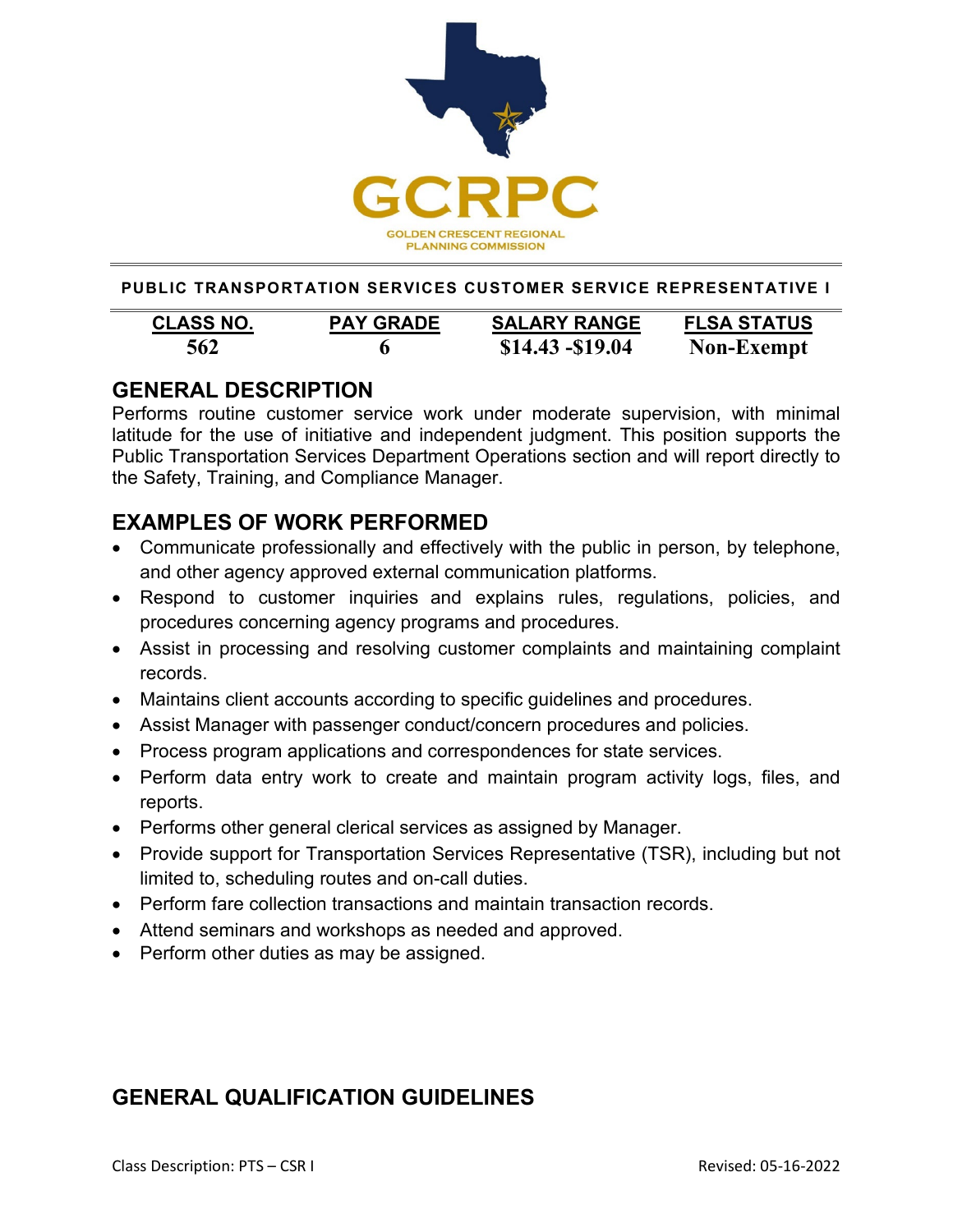GCRPC

GOLDEN CRESCENT REGIONAL PLANNING COMMISSION

**PUBLIC TRANSPORTATION SERVICES CUSTOMER SERVICE REPRESENTATIVE I**

| CLASS NO. | PAY GRADE | SALARY RANGE | FLSA STATUS |
|---|---|---|---|
| 562 | 6 | $14.43 -$19.04 | Non-Exempt |

## GENERAL DESCRIPTION

Performs routine customer service work under moderate supervision, with minimal latitude for the use of initiative and independent judgment. This position supports the Public Transportation Services Department Operations section and will report directly to the Safety, Training, and Compliance Manager.

## EXAMPLES OF WORK PERFORMED

- Communicate professionally and effectively with the public in person, by telephone, and other agency approved external communication platforms.
- Respond to customer inquiries and explains rules, regulations, policies, and procedures concerning agency programs and procedures.
- Assist in processing and resolving customer complaints and maintaining complaint records.
- Maintains client accounts according to specific guidelines and procedures.
- Assist Manager with passenger conduct/concern procedures and policies.
- Process program applications and correspondences for state services.
- Perform data entry work to create and maintain program activity logs, files, and reports.
- Performs other general clerical services as assigned by Manager.
- Provide support for Transportation Services Representative (TSR), including but not limited to, scheduling routes and on-call duties.
- Perform fare collection transactions and maintain transaction records.
- Attend seminars and workshops as needed and approved.
- Perform other duties as may be assigned.

## GENERAL QUALIFICATION GUIDELINES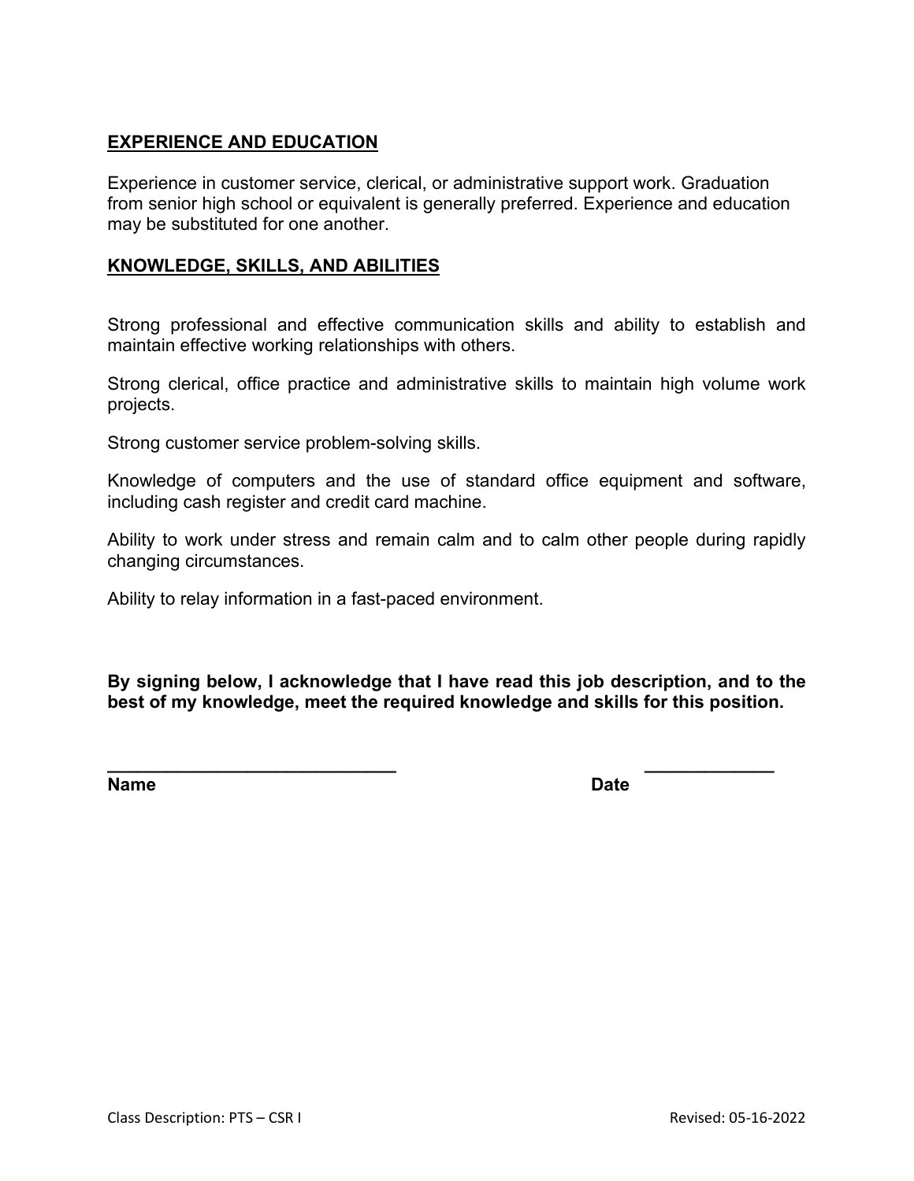## EXPERIENCE AND EDUCATION

Experience in customer service, clerical, or administrative support work. Graduation from senior high school or equivalent is generally preferred. Experience and education may be substituted for one another.

## KNOWLEDGE, SKILLS, AND ABILITIES

Strong professional and effective communication skills and ability to establish and maintain effective working relationships with others.

Strong clerical, office practice and administrative skills to maintain high volume work projects.

Strong customer service problem-solving skills.

Knowledge of computers and the use of standard office equipment and software, including cash register and credit card machine.

Ability to work under stress and remain calm and to calm other people during rapidly changing circumstances.

Ability to relay information in a fast-paced environment.

**By signing below, I acknowledge that I have read this job description, and to the best of my knowledge, meet the required knowledge and skills for this position.**

_____________________________ _____________

**Name** **Date**

Class Description: PTS – CSR I Revised: 05-16-2022